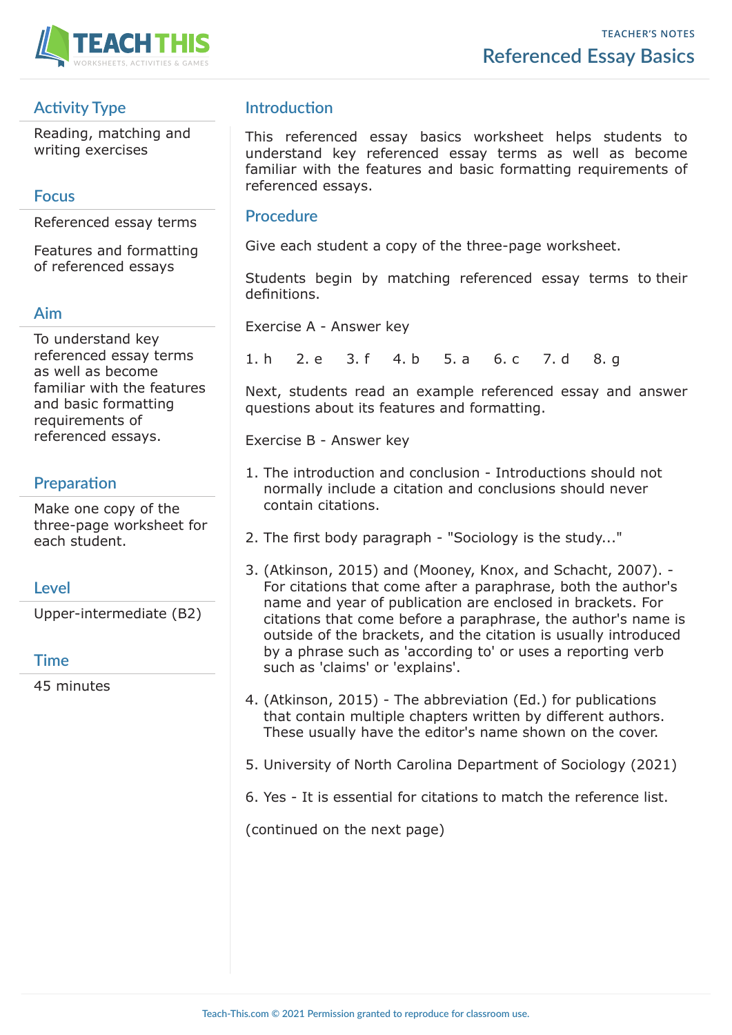TEACHER'S NOTES

# Referenced Essay Basics

## Activity Type

Reading, matching and writing exercises

## Focus

Referenced essay terms

Features and formatting of referenced essays

## Aim

To understand key referenced essay terms as well as become familiar with the features and basic formatting requirements of referenced essays.

## Preparation

Make one copy of the three-page worksheet for each student.

## Level

Upper-intermediate (B2)

## Time

45 minutes

## Introduction

This referenced essay basics worksheet helps students to understand key referenced essay terms as well as become familiar with the features and basic formatting requirements of referenced essays.

## Procedure

Give each student a copy of the three-page worksheet.

Students begin by matching referenced essay terms to their definitions.

Exercise A - Answer key

1. h  2. e  3. f  4. b  5. a  6. c  7. d  8. g

Next, students read an example referenced essay and answer questions about its features and formatting.

Exercise B - Answer key

1. The introduction and conclusion - Introductions should not normally include a citation and conclusions should never contain citations.
2. The first body paragraph - "Sociology is the study..."
3. (Atkinson, 2015) and (Mooney, Knox, and Schacht, 2007). - For citations that come after a paraphrase, both the author's name and year of publication are enclosed in brackets. For citations that come before a paraphrase, the author's name is outside of the brackets, and the citation is usually introduced by a phrase such as 'according to' or uses a reporting verb such as 'claims' or 'explains'.
4. (Atkinson, 2015) - The abbreviation (Ed.) for publications that contain multiple chapters written by different authors. These usually have the editor's name shown on the cover.
5. University of North Carolina Department of Sociology (2021)
6. Yes - It is essential for citations to match the reference list.

(continued on the next page)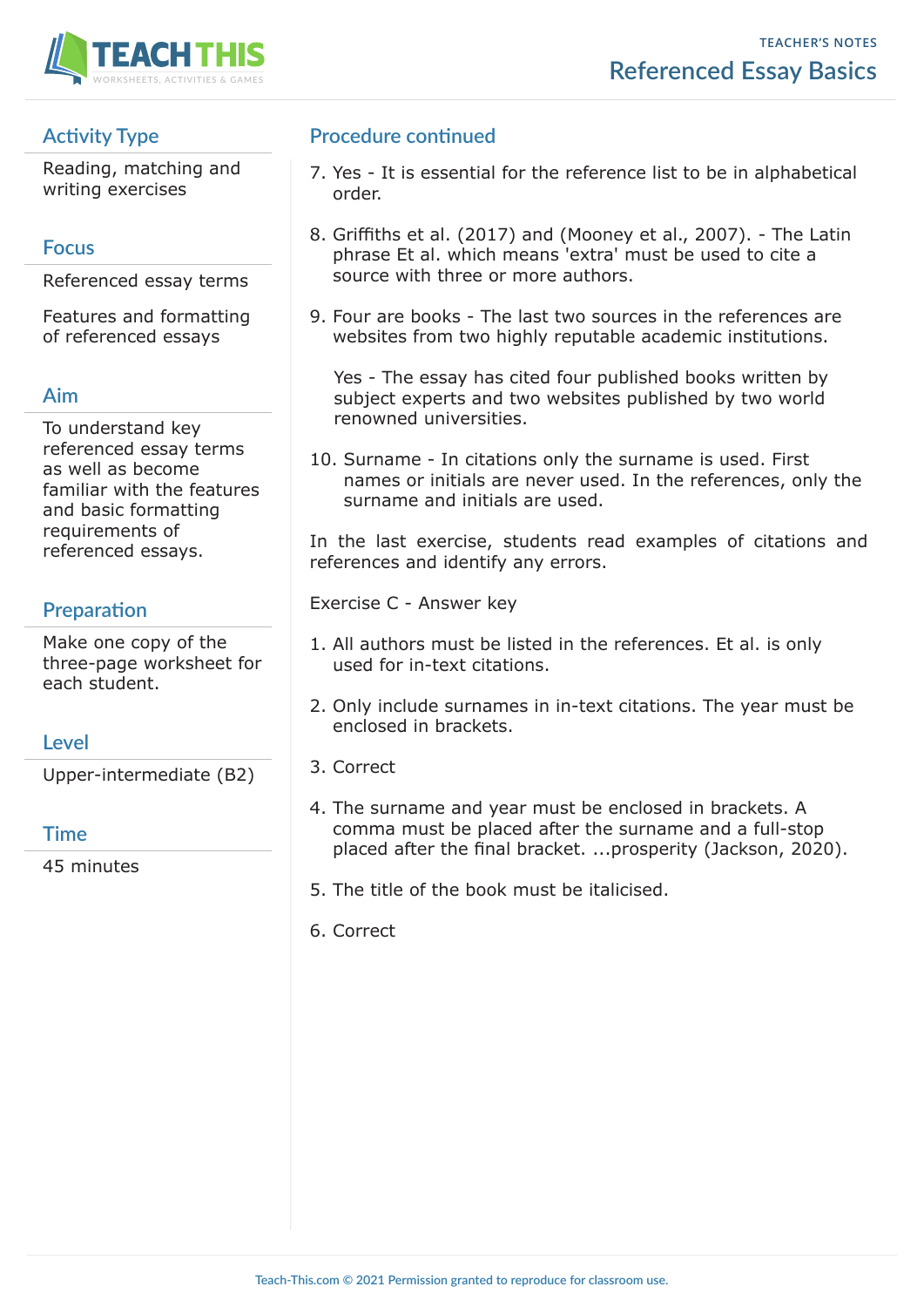## Activity Type

Reading, matching and writing exercises

## Focus

Referenced essay terms

Features and formatting of referenced essays

## Aim

To understand key referenced essay terms as well as become familiar with the features and basic formatting requirements of referenced essays.

## Preparation

Make one copy of the three-page worksheet for each student.

## Level

Upper-intermediate (B2)

## Time

45 minutes

## Procedure continued

7. Yes - It is essential for the reference list to be in alphabetical order.
8. Griffiths et al. (2017) and (Mooney et al., 2007). - The Latin phrase Et al. which means 'extra' must be used to cite a source with three or more authors.
9. Four are books - The last two sources in the references are websites from two highly reputable academic institutions.

   Yes - The essay has cited four published books written by subject experts and two websites published by two world renowned universities.
10. Surname - In citations only the surname is used. First names or initials are never used. In the references, only the surname and initials are used.

In the last exercise, students read examples of citations and references and identify any errors.

Exercise C - Answer key

1. All authors must be listed in the references. Et al. is only used for in-text citations.
2. Only include surnames in in-text citations. The year must be enclosed in brackets.
3. Correct
4. The surname and year must be enclosed in brackets. A comma must be placed after the surname and a full-stop placed after the final bracket. ...prosperity (Jackson, 2020).
5. The title of the book must be italicised.
6. Correct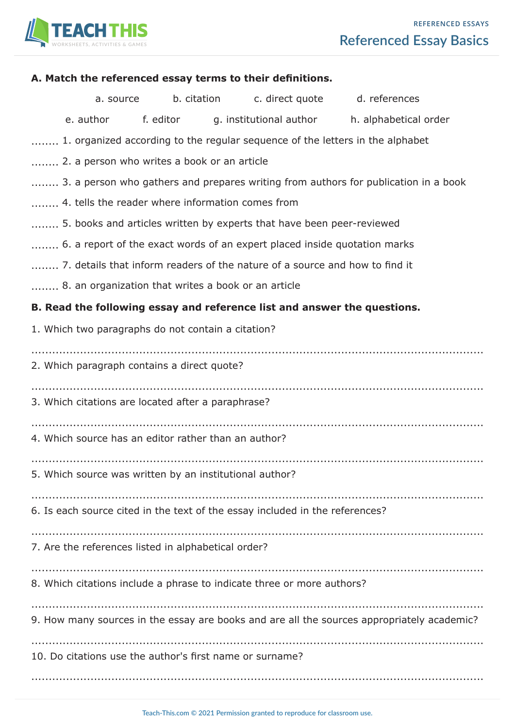## A. Match the referenced essay terms to their definitions.

a. source     b. citation     c. direct quote     d. references

e. author     f. editor     g. institutional author     h. alphabetical order

........ 1. organized according to the regular sequence of the letters in the alphabet

........ 2. a person who writes a book or an article

........ 3. a person who gathers and prepares writing from authors for publication in a book

........ 4. tells the reader where information comes from

........ 5. books and articles written by experts that have been peer-reviewed

........ 6. a report of the exact words of an expert placed inside quotation marks

........ 7. details that inform readers of the nature of a source and how to find it

........ 8. an organization that writes a book or an article

## B. Read the following essay and reference list and answer the questions.

1. Which two paragraphs do not contain a citation?

.......................................................................................................................................

2. Which paragraph contains a direct quote?

.......................................................................................................................................

3. Which citations are located after a paraphrase?

.......................................................................................................................................

4. Which source has an editor rather than an author?

.......................................................................................................................................

5. Which source was written by an institutional author?

.......................................................................................................................................

6. Is each source cited in the text of the essay included in the references?

.......................................................................................................................................

7. Are the references listed in alphabetical order?

.......................................................................................................................................

8. Which citations include a phrase to indicate three or more authors?

.......................................................................................................................................

9. How many sources in the essay are books and are all the sources appropriately academic?

.......................................................................................................................................

10. Do citations use the author's first name or surname?

.......................................................................................................................................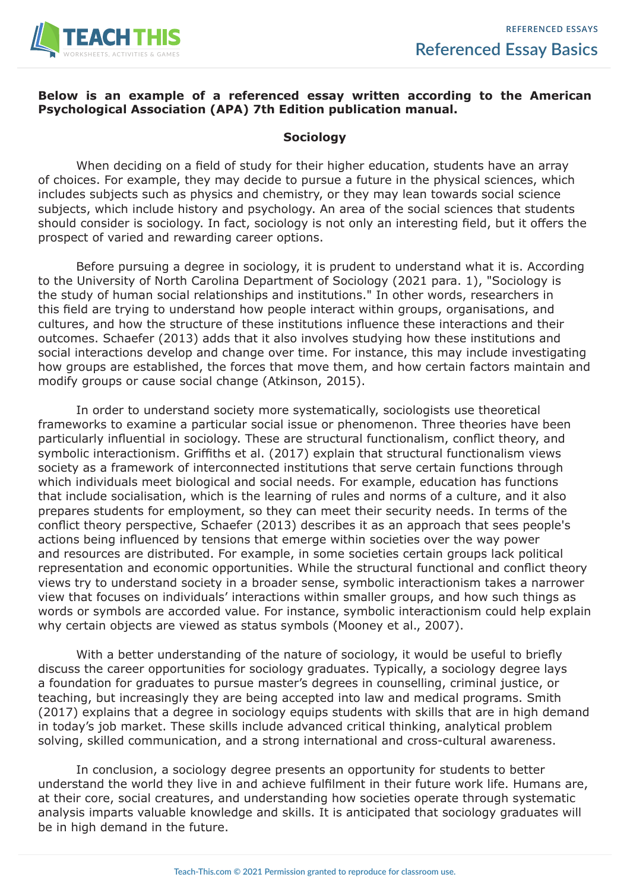**Below is an example of a referenced essay written according to the American Psychological Association (APA) 7th Edition publication manual.**

## Sociology

When deciding on a field of study for their higher education, students have an array of choices. For example, they may decide to pursue a future in the physical sciences, which includes subjects such as physics and chemistry, or they may lean towards social science subjects, which include history and psychology. An area of the social sciences that students should consider is sociology. In fact, sociology is not only an interesting field, but it offers the prospect of varied and rewarding career options.

Before pursuing a degree in sociology, it is prudent to understand what it is. According to the University of North Carolina Department of Sociology (2021 para. 1), "Sociology is the study of human social relationships and institutions." In other words, researchers in this field are trying to understand how people interact within groups, organisations, and cultures, and how the structure of these institutions influence these interactions and their outcomes. Schaefer (2013) adds that it also involves studying how these institutions and social interactions develop and change over time. For instance, this may include investigating how groups are established, the forces that move them, and how certain factors maintain and modify groups or cause social change (Atkinson, 2015).

In order to understand society more systematically, sociologists use theoretical frameworks to examine a particular social issue or phenomenon. Three theories have been particularly influential in sociology. These are structural functionalism, conflict theory, and symbolic interactionism. Griffiths et al. (2017) explain that structural functionalism views society as a framework of interconnected institutions that serve certain functions through which individuals meet biological and social needs. For example, education has functions that include socialisation, which is the learning of rules and norms of a culture, and it also prepares students for employment, so they can meet their security needs. In terms of the conflict theory perspective, Schaefer (2013) describes it as an approach that sees people's actions being influenced by tensions that emerge within societies over the way power and resources are distributed. For example, in some societies certain groups lack political representation and economic opportunities. While the structural functional and conflict theory views try to understand society in a broader sense, symbolic interactionism takes a narrower view that focuses on individuals' interactions within smaller groups, and how such things as words or symbols are accorded value. For instance, symbolic interactionism could help explain why certain objects are viewed as status symbols (Mooney et al., 2007).

With a better understanding of the nature of sociology, it would be useful to briefly discuss the career opportunities for sociology graduates. Typically, a sociology degree lays a foundation for graduates to pursue master's degrees in counselling, criminal justice, or teaching, but increasingly they are being accepted into law and medical programs. Smith (2017) explains that a degree in sociology equips students with skills that are in high demand in today's job market. These skills include advanced critical thinking, analytical problem solving, skilled communication, and a strong international and cross-cultural awareness.

In conclusion, a sociology degree presents an opportunity for students to better understand the world they live in and achieve fulfilment in their future work life. Humans are, at their core, social creatures, and understanding how societies operate through systematic analysis imparts valuable knowledge and skills. It is anticipated that sociology graduates will be in high demand in the future.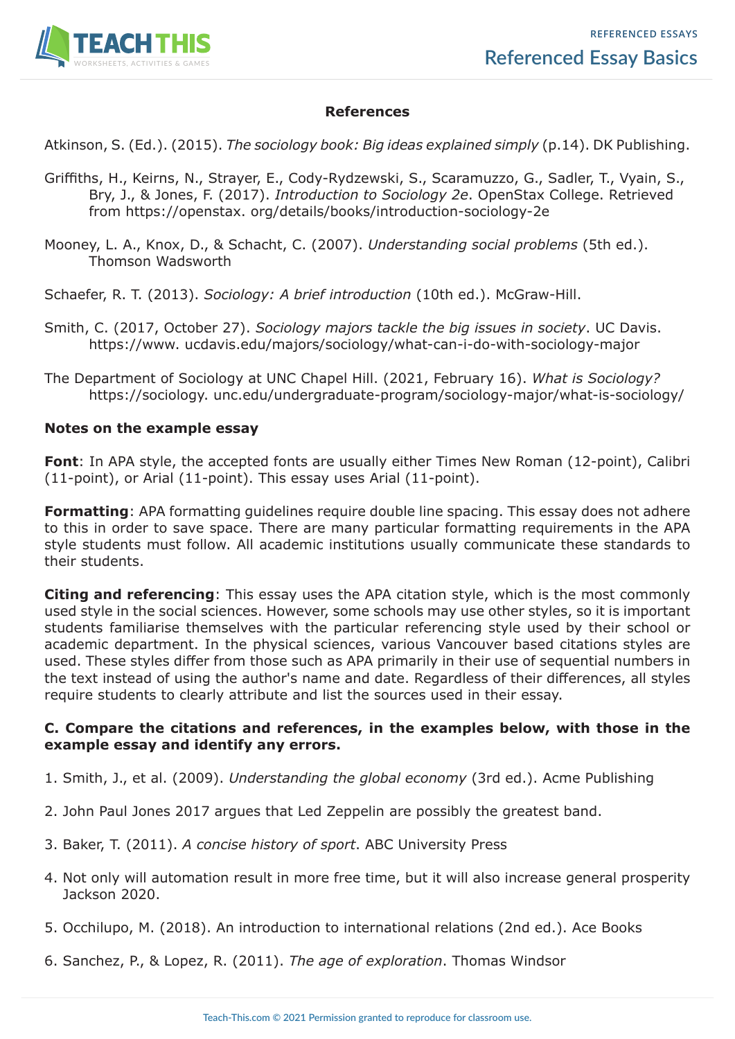## References

Atkinson, S. (Ed.). (2015). *The sociology book: Big ideas explained simply* (p.14). DK Publishing.

Griffiths, H., Keirns, N., Strayer, E., Cody-Rydzewski, S., Scaramuzzo, G., Sadler, T., Vyain, S., Bry, J., & Jones, F. (2017). *Introduction to Sociology 2e*. OpenStax College. Retrieved from https://openstax. org/details/books/introduction-sociology-2e

Mooney, L. A., Knox, D., & Schacht, C. (2007). *Understanding social problems* (5th ed.). Thomson Wadsworth

Schaefer, R. T. (2013). *Sociology: A brief introduction* (10th ed.). McGraw-Hill.

Smith, C. (2017, October 27). *Sociology majors tackle the big issues in society*. UC Davis. https://www. ucdavis.edu/majors/sociology/what-can-i-do-with-sociology-major

The Department of Sociology at UNC Chapel Hill. (2021, February 16). *What is Sociology?* https://sociology. unc.edu/undergraduate-program/sociology-major/what-is-sociology/

### Notes on the example essay

**Font**: In APA style, the accepted fonts are usually either Times New Roman (12-point), Calibri (11-point), or Arial (11-point). This essay uses Arial (11-point).

**Formatting**: APA formatting guidelines require double line spacing. This essay does not adhere to this in order to save space. There are many particular formatting requirements in the APA style students must follow. All academic institutions usually communicate these standards to their students.

**Citing and referencing**: This essay uses the APA citation style, which is the most commonly used style in the social sciences. However, some schools may use other styles, so it is important students familiarise themselves with the particular referencing style used by their school or academic department. In the physical sciences, various Vancouver based citations styles are used. These styles differ from those such as APA primarily in their use of sequential numbers in the text instead of using the author's name and date. Regardless of their differences, all styles require students to clearly attribute and list the sources used in their essay.

### C. Compare the citations and references, in the examples below, with those in the example essay and identify any errors.

1. Smith, J., et al. (2009). *Understanding the global economy* (3rd ed.). Acme Publishing
2. John Paul Jones 2017 argues that Led Zeppelin are possibly the greatest band.
3. Baker, T. (2011). *A concise history of sport*. ABC University Press
4. Not only will automation result in more free time, but it will also increase general prosperity Jackson 2020.
5. Occhilupo, M. (2018). An introduction to international relations (2nd ed.). Ace Books
6. Sanchez, P., & Lopez, R. (2011). *The age of exploration*. Thomas Windsor